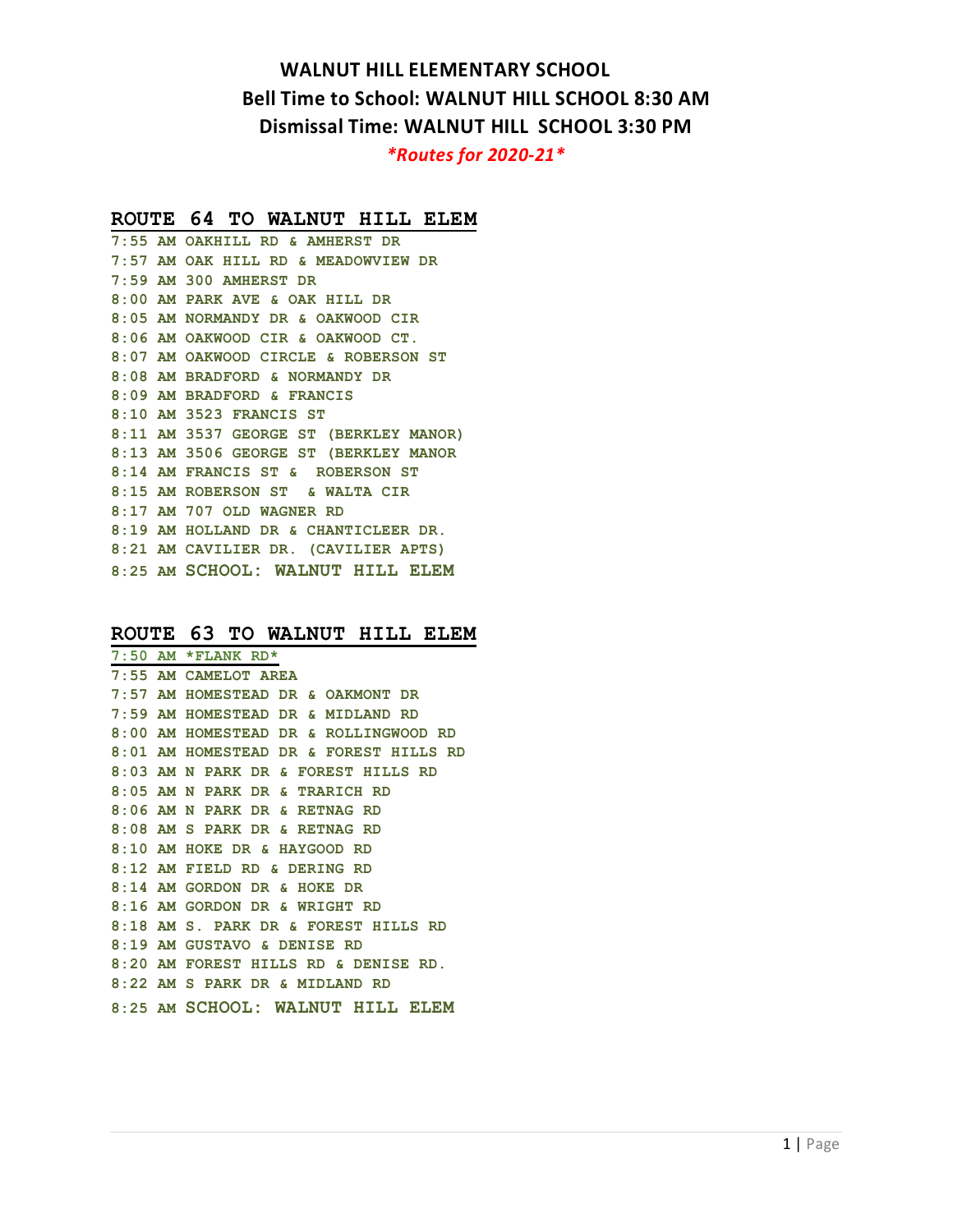# WALNUT HILL ELEMENTARY SCHOOL

## Bell Time to School: WALNUT HILL SCHOOL 8:30 AM

## Dismissal Time: WALNUT HILL SCHOOL 3:30 PM

***Routes for 2020-21***

### ROUTE 64 TO WALNUT HILL ELEM

7:55 AM OAKHILL RD & AMHERST DR
7:57 AM OAK HILL RD & MEADOWVIEW DR
7:59 AM 300 AMHERST DR
8:00 AM PARK AVE & OAK HILL DR
8:05 AM NORMANDY DR & OAKWOOD CIR
8:06 AM OAKWOOD CIR & OAKWOOD CT.
8:07 AM OAKWOOD CIRCLE & ROBERSON ST
8:08 AM BRADFORD & NORMANDY DR
8:09 AM BRADFORD & FRANCIS
8:10 AM 3523 FRANCIS ST
8:11 AM 3537 GEORGE ST (BERKLEY MANOR)
8:13 AM 3506 GEORGE ST (BERKLEY MANOR
8:14 AM FRANCIS ST & ROBERSON ST
8:15 AM ROBERSON ST & WALTA CIR
8:17 AM 707 OLD WAGNER RD
8:19 AM HOLLAND DR & CHANTICLEER DR.
8:21 AM CAVILIER DR. (CAVILIER APTS)
8:25 AM SCHOOL: WALNUT HILL ELEM

### ROUTE 63 TO WALNUT HILL ELEM

7:50 AM *FLANK RD*
7:55 AM CAMELOT AREA
7:57 AM HOMESTEAD DR & OAKMONT DR
7:59 AM HOMESTEAD DR & MIDLAND RD
8:00 AM HOMESTEAD DR & ROLLINGWOOD RD
8:01 AM HOMESTEAD DR & FOREST HILLS RD
8:03 AM N PARK DR & FOREST HILLS RD
8:05 AM N PARK DR & TRARICH RD
8:06 AM N PARK DR & RETNAG RD
8:08 AM S PARK DR & RETNAG RD
8:10 AM HOKE DR & HAYGOOD RD
8:12 AM FIELD RD & DERING RD
8:14 AM GORDON DR & HOKE DR
8:16 AM GORDON DR & WRIGHT RD
8:18 AM S. PARK DR & FOREST HILLS RD
8:19 AM GUSTAVO & DENISE RD
8:20 AM FOREST HILLS RD & DENISE RD.
8:22 AM S PARK DR & MIDLAND RD
8:25 AM SCHOOL: WALNUT HILL ELEM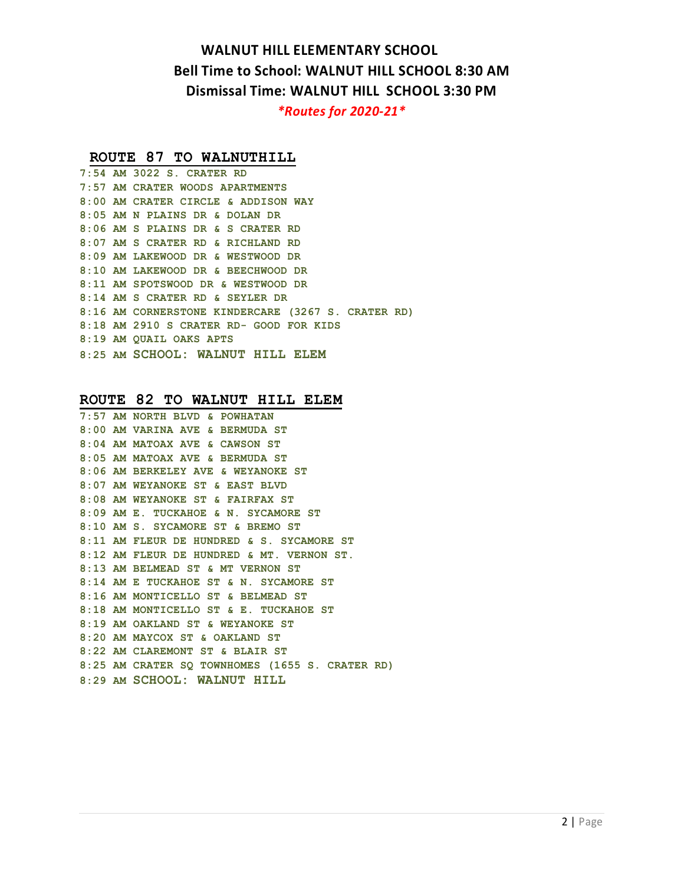# WALNUT HILL ELEMENTARY SCHOOL

## Bell Time to School: WALNUT HILL SCHOOL 8:30 AM

## Dismissal Time: WALNUT HILL SCHOOL 3:30 PM

*\*Routes for 2020-21\**

### ROUTE 87 TO WALNUTHILL

**7:54 AM 3022 S. CRATER RD**
**7:57 AM CRATER WOODS APARTMENTS**
**8:00 AM CRATER CIRCLE & ADDISON WAY**
**8:05 AM N PLAINS DR & DOLAN DR**
**8:06 AM S PLAINS DR & S CRATER RD**
**8:07 AM S CRATER RD & RICHLAND RD**
**8:09 AM LAKEWOOD DR & WESTWOOD DR**
**8:10 AM LAKEWOOD DR & BEECHWOOD DR**
**8:11 AM SPOTSWOOD DR & WESTWOOD DR**
**8:14 AM S CRATER RD & SEYLER DR**
**8:16 AM CORNERSTONE KINDERCARE (3267 S. CRATER RD)**
**8:18 AM 2910 S CRATER RD- GOOD FOR KIDS**
**8:19 AM QUAIL OAKS APTS**
**8:25 AM SCHOOL: WALNUT HILL ELEM**

### ROUTE 82 TO WALNUT HILL ELEM

**7:57 AM NORTH BLVD & POWHATAN**
**8:00 AM VARINA AVE & BERMUDA ST**
**8:04 AM MATOAX AVE & CAWSON ST**
**8:05 AM MATOAX AVE & BERMUDA ST**
**8:06 AM BERKELEY AVE & WEYANOKE ST**
**8:07 AM WEYANOKE ST & EAST BLVD**
**8:08 AM WEYANOKE ST & FAIRFAX ST**
**8:09 AM E. TUCKAHOE & N. SYCAMORE ST**
**8:10 AM S. SYCAMORE ST & BREMO ST**
**8:11 AM FLEUR DE HUNDRED & S. SYCAMORE ST**
**8:12 AM FLEUR DE HUNDRED & MT. VERNON ST.**
**8:13 AM BELMEAD ST & MT VERNON ST**
**8:14 AM E TUCKAHOE ST & N. SYCAMORE ST**
**8:16 AM MONTICELLO ST & BELMEAD ST**
**8:18 AM MONTICELLO ST & E. TUCKAHOE ST**
**8:19 AM OAKLAND ST & WEYANOKE ST**
**8:20 AM MAYCOX ST & OAKLAND ST**
**8:22 AM CLAREMONT ST & BLAIR ST**
**8:25 AM CRATER SQ TOWNHOMES (1655 S. CRATER RD)**
**8:29 AM SCHOOL: WALNUT HILL**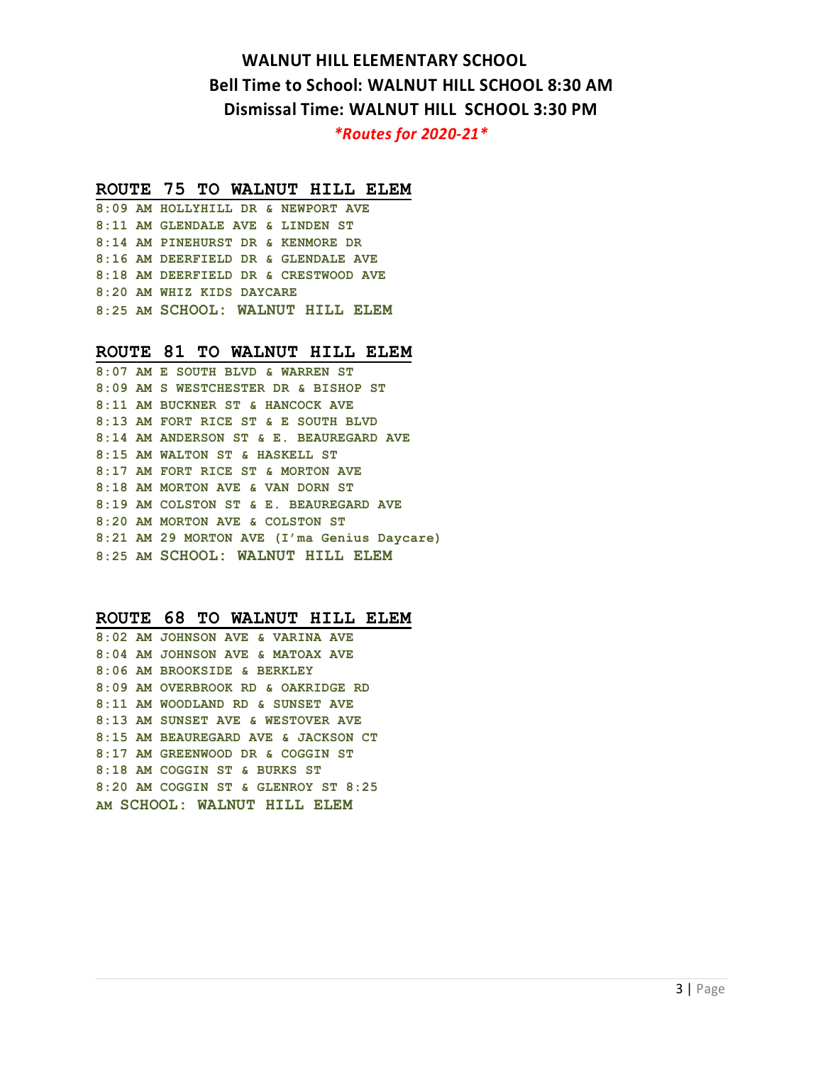# WALNUT HILL ELEMENTARY SCHOOL
## Bell Time to School: WALNUT HILL SCHOOL 8:30 AM
## Dismissal Time: WALNUT HILL SCHOOL 3:30 PM

***Routes for 2020-21***

### ROUTE 75 TO WALNUT HILL ELEM

**8:09 AM HOLLYHILL DR & NEWPORT AVE**
**8:11 AM GLENDALE AVE & LINDEN ST**
**8:14 AM PINEHURST DR & KENMORE DR**
**8:16 AM DEERFIELD DR & GLENDALE AVE**
**8:18 AM DEERFIELD DR & CRESTWOOD AVE**
**8:20 AM WHIZ KIDS DAYCARE**
**8:25 AM SCHOOL: WALNUT HILL ELEM**

### ROUTE 81 TO WALNUT HILL ELEM

**8:07 AM E SOUTH BLVD & WARREN ST**
**8:09 AM S WESTCHESTER DR & BISHOP ST**
**8:11 AM BUCKNER ST & HANCOCK AVE**
**8:13 AM FORT RICE ST & E SOUTH BLVD**
**8:14 AM ANDERSON ST & E. BEAUREGARD AVE**
**8:15 AM WALTON ST & HASKELL ST**
**8:17 AM FORT RICE ST & MORTON AVE**
**8:18 AM MORTON AVE & VAN DORN ST**
**8:19 AM COLSTON ST & E. BEAUREGARD AVE**
**8:20 AM MORTON AVE & COLSTON ST**
**8:21 AM 29 MORTON AVE (I'ma Genius Daycare)**
**8:25 AM SCHOOL: WALNUT HILL ELEM**

### ROUTE 68 TO WALNUT HILL ELEM

**8:02 AM JOHNSON AVE & VARINA AVE**
**8:04 AM JOHNSON AVE & MATOAX AVE**
**8:06 AM BROOKSIDE & BERKLEY**
**8:09 AM OVERBROOK RD & OAKRIDGE RD**
**8:11 AM WOODLAND RD & SUNSET AVE**
**8:13 AM SUNSET AVE & WESTOVER AVE**
**8:15 AM BEAUREGARD AVE & JACKSON CT**
**8:17 AM GREENWOOD DR & COGGIN ST**
**8:18 AM COGGIN ST & BURKS ST**
**8:20 AM COGGIN ST & GLENROY ST 8:25 AM SCHOOL: WALNUT HILL ELEM**